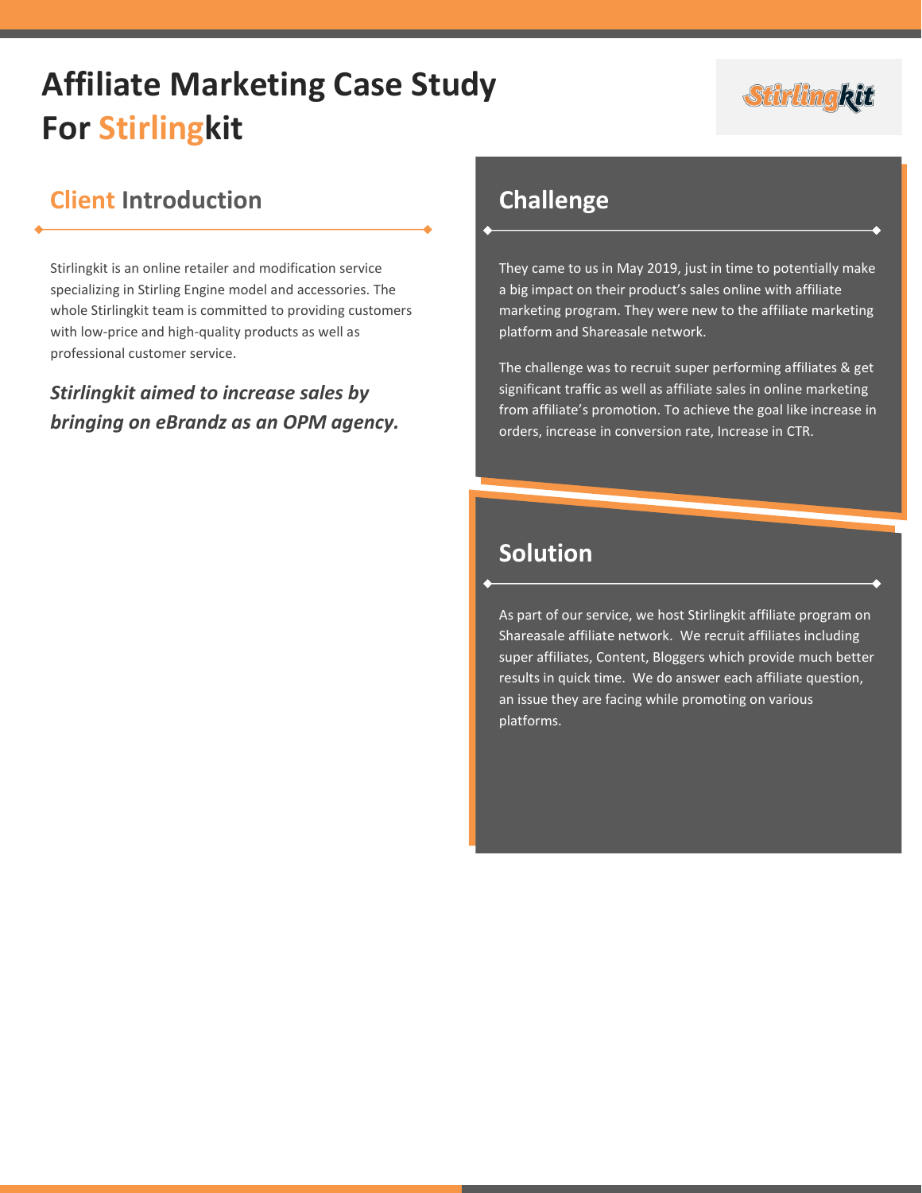# Affiliate Marketing Case Study For Stirlingkit

## Client Introduction

Stirlingkit is an online retailer and modification service specializing in Stirling Engine model and accessories. The whole Stirlingkit team is committed to providing customers with low-price and high-quality products as well as professional customer service.

***Stirlingkit aimed to increase sales by bringing on eBrandz as an OPM agency.***

## Challenge

They came to us in May 2019, just in time to potentially make a big impact on their product's sales online with affiliate marketing program. They were new to the affiliate marketing platform and Shareasale network.

The challenge was to recruit super performing affiliates & get significant traffic as well as affiliate sales in online marketing from affiliate's promotion. To achieve the goal like increase in orders, increase in conversion rate, Increase in CTR.

## Solution

As part of our service, we host Stirlingkit affiliate program on Shareasale affiliate network. We recruit affiliates including super affiliates, Content, Bloggers which provide much better results in quick time. We do answer each affiliate question, an issue they are facing while promoting on various platforms.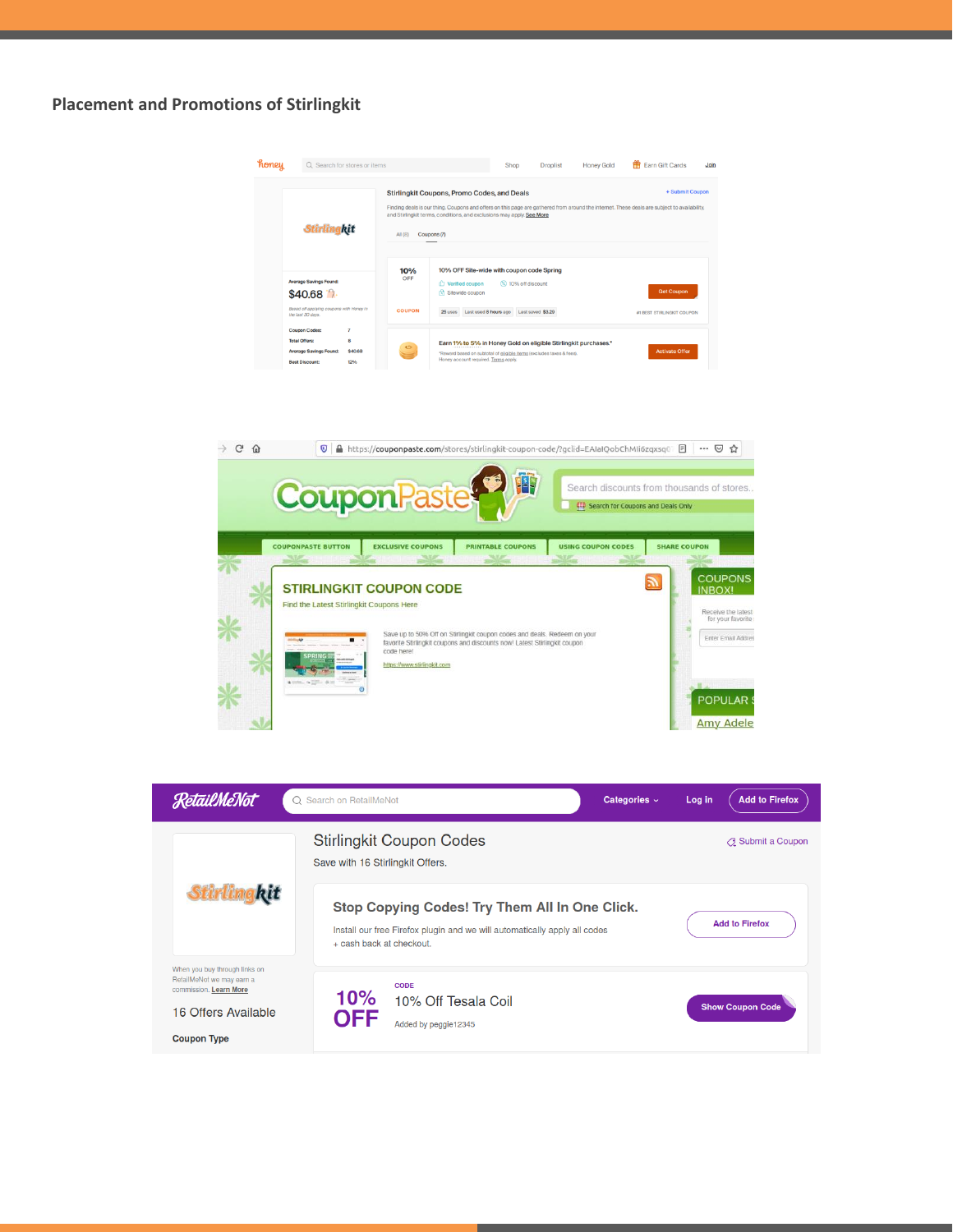## Placement and Promotions of Stirlingkit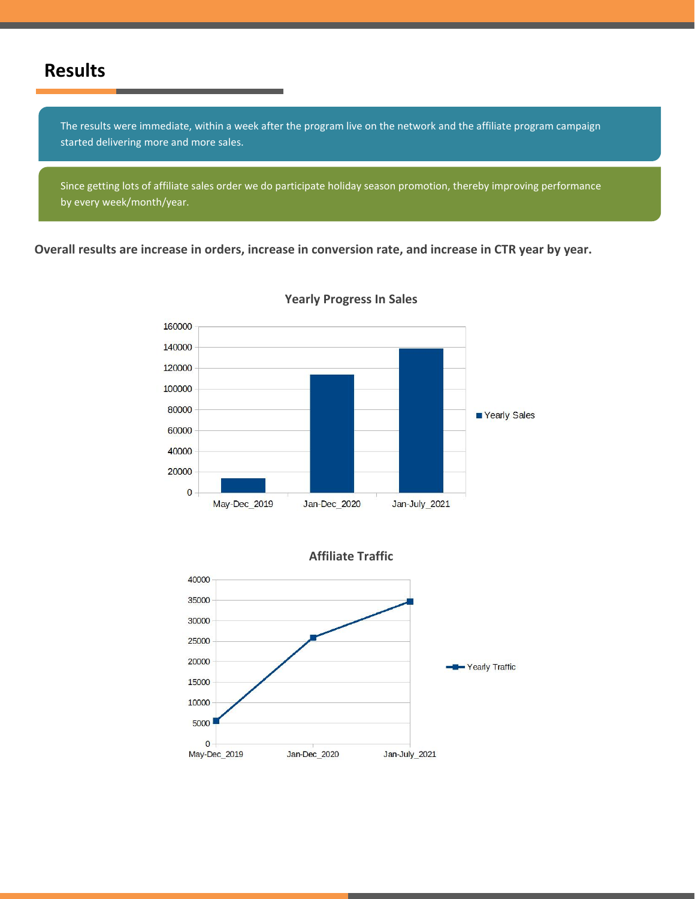## Results

The results were immediate, within a week after the program live on the network and the affiliate program campaign started delivering more and more sales.

Since getting lots of affiliate sales order we do participate holiday season promotion, thereby improving performance by every week/month/year.

**Overall results are increase in orders, increase in conversion rate, and increase in CTR year by year.**

**Yearly Progress In Sales**

160000
140000
120000
100000
80000
60000
40000
20000
0

May-Dec_2019
Jan-Dec_2020
Jan-July_2021

Yearly Sales

**Affiliate Traffic**

40000
35000
30000
25000
20000
15000
10000
5000
0

May-Dec_2019
Jan-Dec_2020
Jan-July_2021

Yearly Traffic